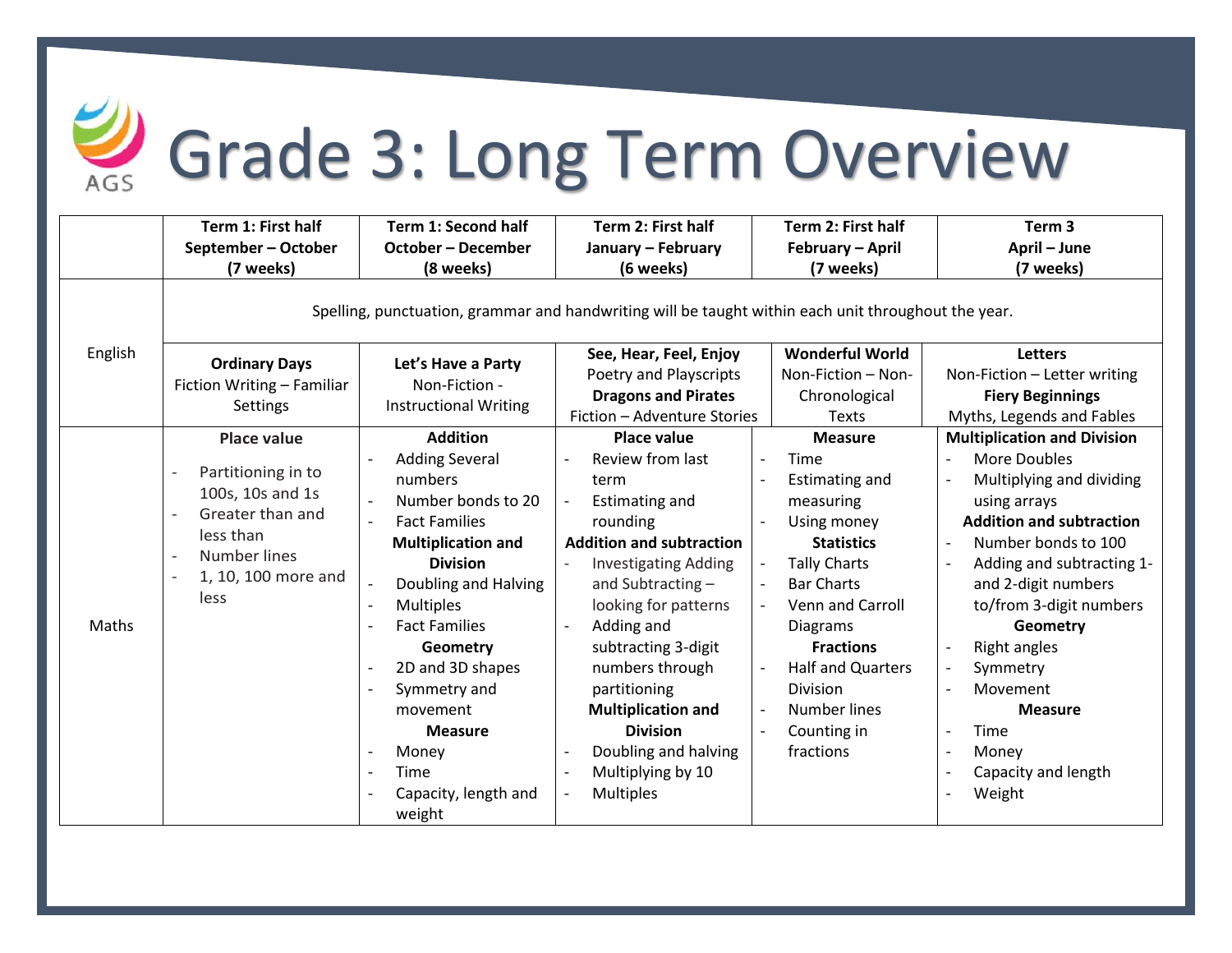# Grade 3: Long Term Overview

| | Term 1: First half<br>September – October<br>(7 weeks) | Term 1: Second half<br>October – December<br>(8 weeks) | Term 2: First half<br>January – February<br>(6 weeks) | Term 2: First half<br>February – April<br>(7 weeks) | Term 3<br>April – June<br>(7 weeks) |
|---|---|---|---|---|---|
| English | Spelling, punctuation, grammar and handwriting will be taught within each unit throughout the year. | | | | |
| | **Ordinary Days**<br>Fiction Writing – Familiar Settings | **Let's Have a Party**<br>Non-Fiction - Instructional Writing | **See, Hear, Feel, Enjoy**<br>Poetry and Playscripts<br>**Dragons and Pirates**<br>Fiction – Adventure Stories | **Wonderful World**<br>Non-Fiction – Non-Chronological Texts | **Letters**<br>Non-Fiction – Letter writing<br>**Fiery Beginnings**<br>Myths, Legends and Fables |
| Maths | **Place value**<br>- Partitioning in to 100s, 10s and 1s<br>- Greater than and less than<br>- Number lines<br>- 1, 10, 100 more and less | **Addition**<br>- Adding Several numbers<br>- Number bonds to 20<br>- Fact Families<br>**Multiplication and Division**<br>- Doubling and Halving<br>- Multiples<br>- Fact Families<br>**Geometry**<br>- 2D and 3D shapes<br>- Symmetry and movement<br>**Measure**<br>- Money<br>- Time<br>- Capacity, length and weight | **Place value**<br>- Review from last term<br>- Estimating and rounding<br>**Addition and subtraction**<br>- Investigating Adding and Subtracting – looking for patterns<br>- Adding and subtracting 3-digit numbers through partitioning<br>**Multiplication and Division**<br>- Doubling and halving<br>- Multiplying by 10<br>- Multiples | **Measure**<br>- Time<br>- Estimating and measuring<br>- Using money<br>**Statistics**<br>- Tally Charts<br>- Bar Charts<br>- Venn and Carroll Diagrams<br>**Fractions**<br>- Half and Quarters Division<br>- Number lines<br>- Counting in fractions | **Multiplication and Division**<br>- More Doubles<br>- Multiplying and dividing using arrays<br>**Addition and subtraction**<br>- Number bonds to 100<br>- Adding and subtracting 1- and 2-digit numbers to/from 3-digit numbers<br>**Geometry**<br>- Right angles<br>- Symmetry<br>- Movement<br>**Measure**<br>- Time<br>- Money<br>- Capacity and length<br>- Weight |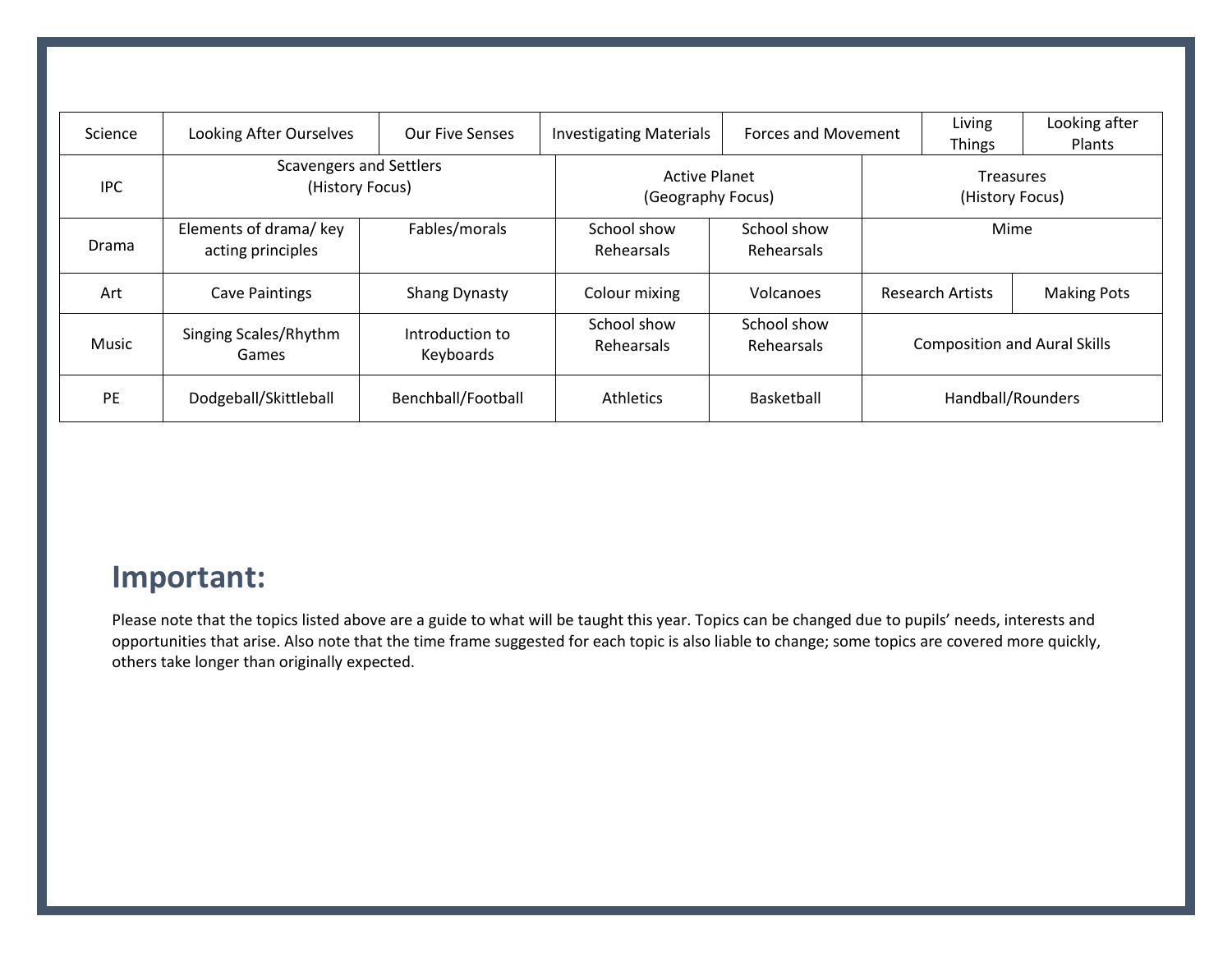| | | | | | | |
|---|---|---|---|---|---|---|
| Science | Looking After Ourselves | Our Five Senses | Investigating Materials | Forces and Movement | Living Things | Looking after Plants |
| IPC | Scavengers and Settlers (History Focus) | | Active Planet (Geography Focus) | | Treasures (History Focus) | |
| Drama | Elements of drama/ key acting principles | Fables/morals | School show Rehearsals | School show Rehearsals | Mime | |
| Art | Cave Paintings | Shang Dynasty | Colour mixing | Volcanoes | Research Artists | Making Pots |
| Music | Singing Scales/Rhythm Games | Introduction to Keyboards | School show Rehearsals | School show Rehearsals | Composition and Aural Skills | |
| PE | Dodgeball/Skittleball | Benchball/Football | Athletics | Basketball | Handball/Rounders | |

## Important:

Please note that the topics listed above are a guide to what will be taught this year. Topics can be changed due to pupils' needs, interests and opportunities that arise. Also note that the time frame suggested for each topic is also liable to change; some topics are covered more quickly, others take longer than originally expected.